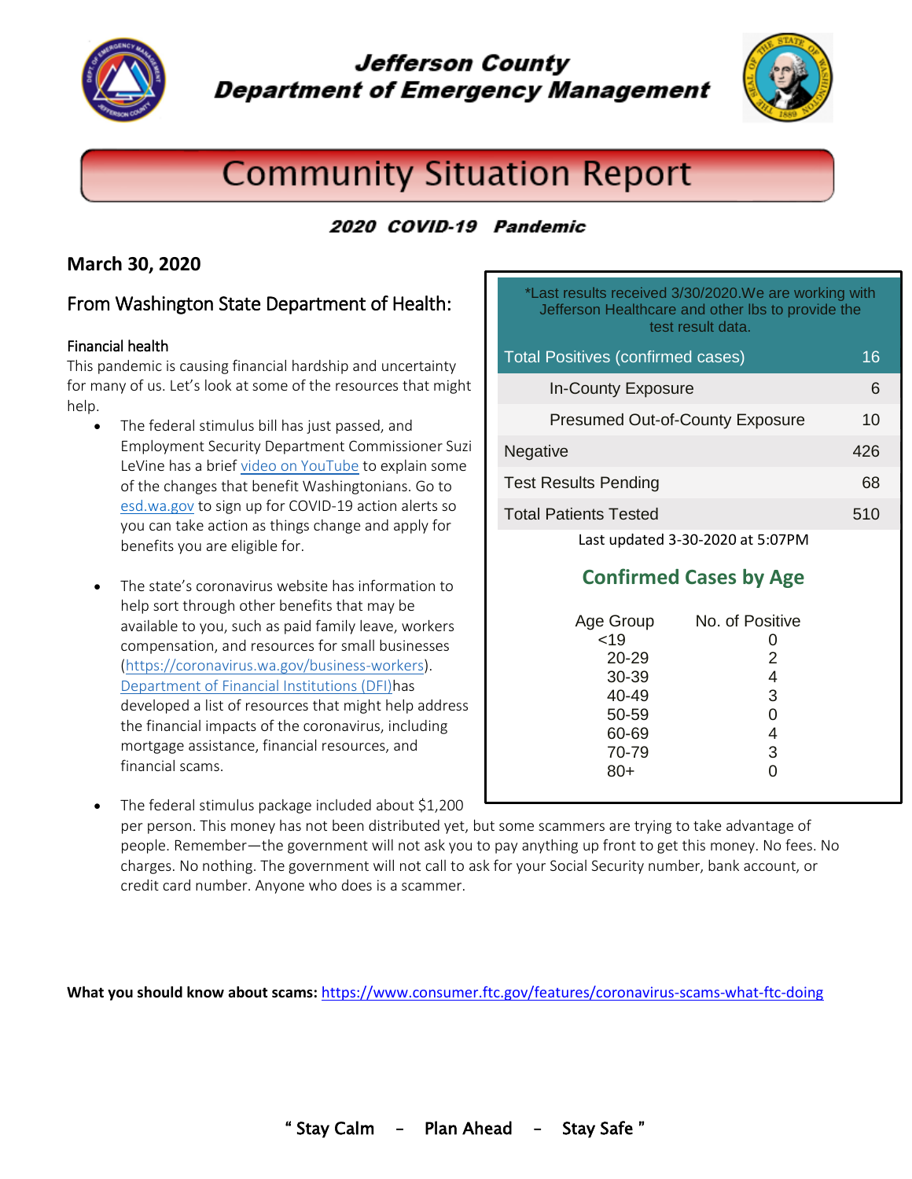# Jefferson County Department of Emergency Management

# Community Situation Report

***2020 COVID-19 Pandemic***

## March 30, 2020

## From Washington State Department of Health:

Financial health

This pandemic is causing financial hardship and uncertainty for many of us. Let's look at some of the resources that might help.

- The federal stimulus bill has just passed, and Employment Security Department Commissioner Suzi LeVine has a brief video on YouTube to explain some of the changes that benefit Washingtonians. Go to esd.wa.gov to sign up for COVID-19 action alerts so you can take action as things change and apply for benefits you are eligible for.

- The state's coronavirus website has information to help sort through other benefits that may be available to you, such as paid family leave, workers compensation, and resources for small businesses (https://coronavirus.wa.gov/business-workers). Department of Financial Institutions (DFI)has developed a list of resources that might help address the financial impacts of the coronavirus, including mortgage assistance, financial resources, and financial scams.

- The federal stimulus package included about $1,200 per person. This money has not been distributed yet, but some scammers are trying to take advantage of people. Remember—the government will not ask you to pay anything up front to get this money. No fees. No charges. No nothing. The government will not call to ask for your Social Security number, bank account, or credit card number. Anyone who does is a scammer.

*Last results received 3/30/2020.We are working with Jefferson Healthcare and other lbs to provide the test result data.

| | |
|---|---|
| Total Positives (confirmed cases) | 16 |
| In-County Exposure | 6 |
| Presumed Out-of-County Exposure | 10 |
| Negative | 426 |
| Test Results Pending | 68 |
| Total Patients Tested | 510 |

Last updated 3-30-2020 at 5:07PM

### Confirmed Cases by Age

| Age Group | No. of Positive |
|---|---|
| <19 | 0 |
| 20-29 | 2 |
| 30-39 | 4 |
| 40-49 | 3 |
| 50-59 | 0 |
| 60-69 | 4 |
| 70-79 | 3 |
| 80+ | 0 |

**What you should know about scams:** https://www.consumer.ftc.gov/features/coronavirus-scams-what-ftc-doing

**" Stay Calm – Plan Ahead – Stay Safe "**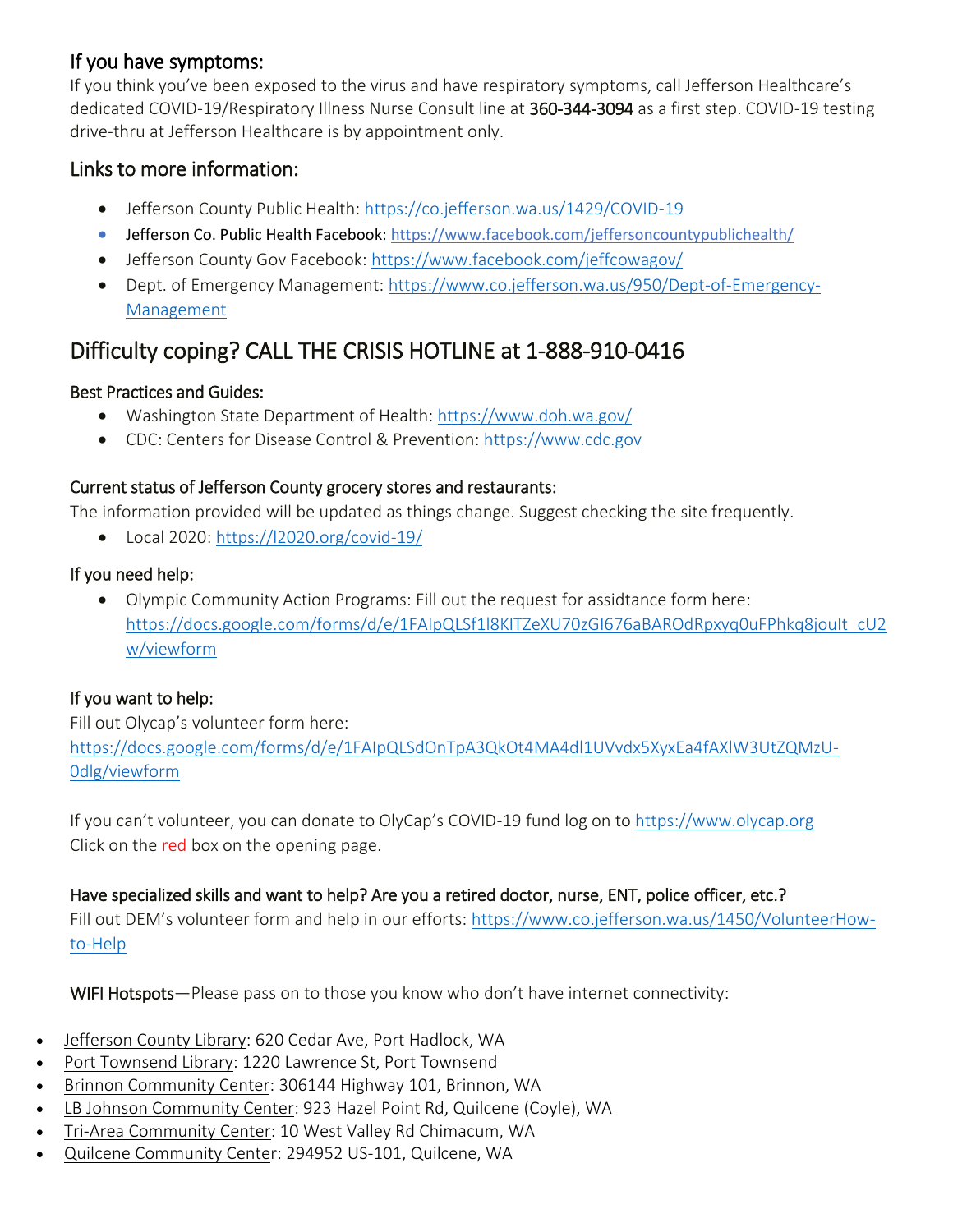## If you have symptoms:

If you think you've been exposed to the virus and have respiratory symptoms, call Jefferson Healthcare's dedicated COVID-19/Respiratory Illness Nurse Consult line at **360-344-3094** as a first step. COVID-19 testing drive-thru at Jefferson Healthcare is by appointment only.

## Links to more information:

- Jefferson County Public Health: https://co.jefferson.wa.us/1429/COVID-19
- Jefferson Co. Public Health Facebook: https://www.facebook.com/jeffersoncountypublichealth/
- Jefferson County Gov Facebook: https://www.facebook.com/jeffcowagov/
- Dept. of Emergency Management: https://www.co.jefferson.wa.us/950/Dept-of-Emergency-Management

## Difficulty coping? CALL THE CRISIS HOTLINE at 1-888-910-0416

### Best Practices and Guides:

- Washington State Department of Health: https://www.doh.wa.gov/
- CDC: Centers for Disease Control & Prevention: https://www.cdc.gov

### Current status of Jefferson County grocery stores and restaurants:

The information provided will be updated as things change. Suggest checking the site frequently.

- Local 2020: https://l2020.org/covid-19/

### If you need help:

- Olympic Community Action Programs: Fill out the request for assidtance form here: https://docs.google.com/forms/d/e/1FAIpQLSf1l8KITZeXU70zGI676aBARОdRpxyq0uFPhkq8jouIt_cU2w/viewform

### If you want to help:

Fill out Olycap's volunteer form here:
https://docs.google.com/forms/d/e/1FAIpQLSdOnTpA3QkOt4MA4dl1UVvdx5XyxEa4fAXlW3UtZQMzU-0dlg/viewform

If you can't volunteer, you can donate to OlyCap's COVID-19 fund log on to https://www.olycap.org
Click on the red box on the opening page.

### Have specialized skills and want to help? Are you a retired doctor, nurse, ENT, police officer, etc.?

Fill out DEM's volunteer form and help in our efforts: https://www.co.jefferson.wa.us/1450/VolunteerHow-to-Help

WIFI Hotspots—Please pass on to those you know who don't have internet connectivity:

- Jefferson County Library: 620 Cedar Ave, Port Hadlock, WA
- Port Townsend Library: 1220 Lawrence St, Port Townsend
- Brinnon Community Center: 306144 Highway 101, Brinnon, WA
- LB Johnson Community Center: 923 Hazel Point Rd, Quilcene (Coyle), WA
- Tri-Area Community Center: 10 West Valley Rd Chimacum, WA
- Quilcene Community Center: 294952 US-101, Quilcene, WA